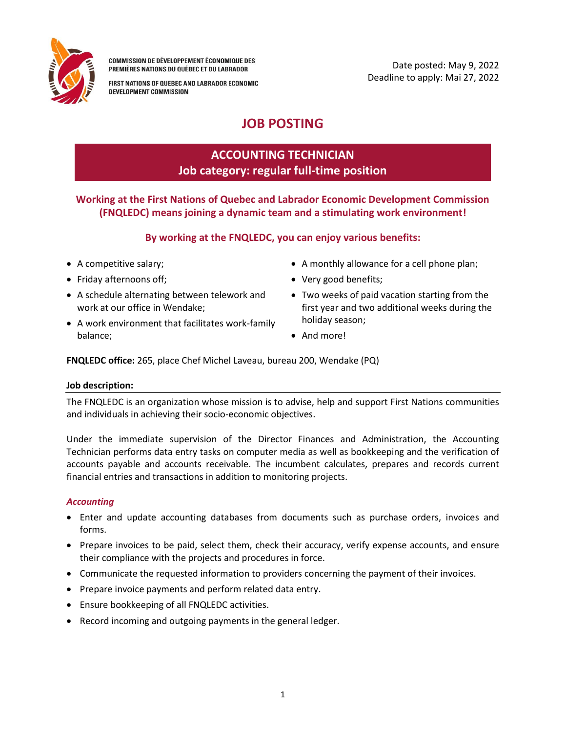COMMISSION DE DÉVELOPPEMENT ÉCONOMIQUE DES PREMIÈRES NATIONS DU QUÉBEC ET DU LABRADOR

FIRST NATIONS OF QUEBEC AND LABRADOR ECONOMIC DEVELOPMENT COMMISSION

Date posted: May 9, 2022
Deadline to apply: Mai 27, 2022

# JOB POSTING

## ACCOUNTING TECHNICIAN
## Job category: regular full-time position

**Working at the First Nations of Quebec and Labrador Economic Development Commission (FNQLEDC) means joining a dynamic team and a stimulating work environment!**

**By working at the FNQLEDC, you can enjoy various benefits:**

- A competitive salary;
- Friday afternoons off;
- A schedule alternating between telework and work at our office in Wendake;
- A work environment that facilitates work-family balance;
- A monthly allowance for a cell phone plan;
- Very good benefits;
- Two weeks of paid vacation starting from the first year and two additional weeks during the holiday season;
- And more!

**FNQLEDC office:** 265, place Chef Michel Laveau, bureau 200, Wendake (PQ)

**Job description:**

The FNQLEDC is an organization whose mission is to advise, help and support First Nations communities and individuals in achieving their socio-economic objectives.

Under the immediate supervision of the Director Finances and Administration, the Accounting Technician performs data entry tasks on computer media as well as bookkeeping and the verification of accounts payable and accounts receivable. The incumbent calculates, prepares and records current financial entries and transactions in addition to monitoring projects.

***Accounting***

- Enter and update accounting databases from documents such as purchase orders, invoices and forms.
- Prepare invoices to be paid, select them, check their accuracy, verify expense accounts, and ensure their compliance with the projects and procedures in force.
- Communicate the requested information to providers concerning the payment of their invoices.
- Prepare invoice payments and perform related data entry.
- Ensure bookkeeping of all FNQLEDC activities.
- Record incoming and outgoing payments in the general ledger.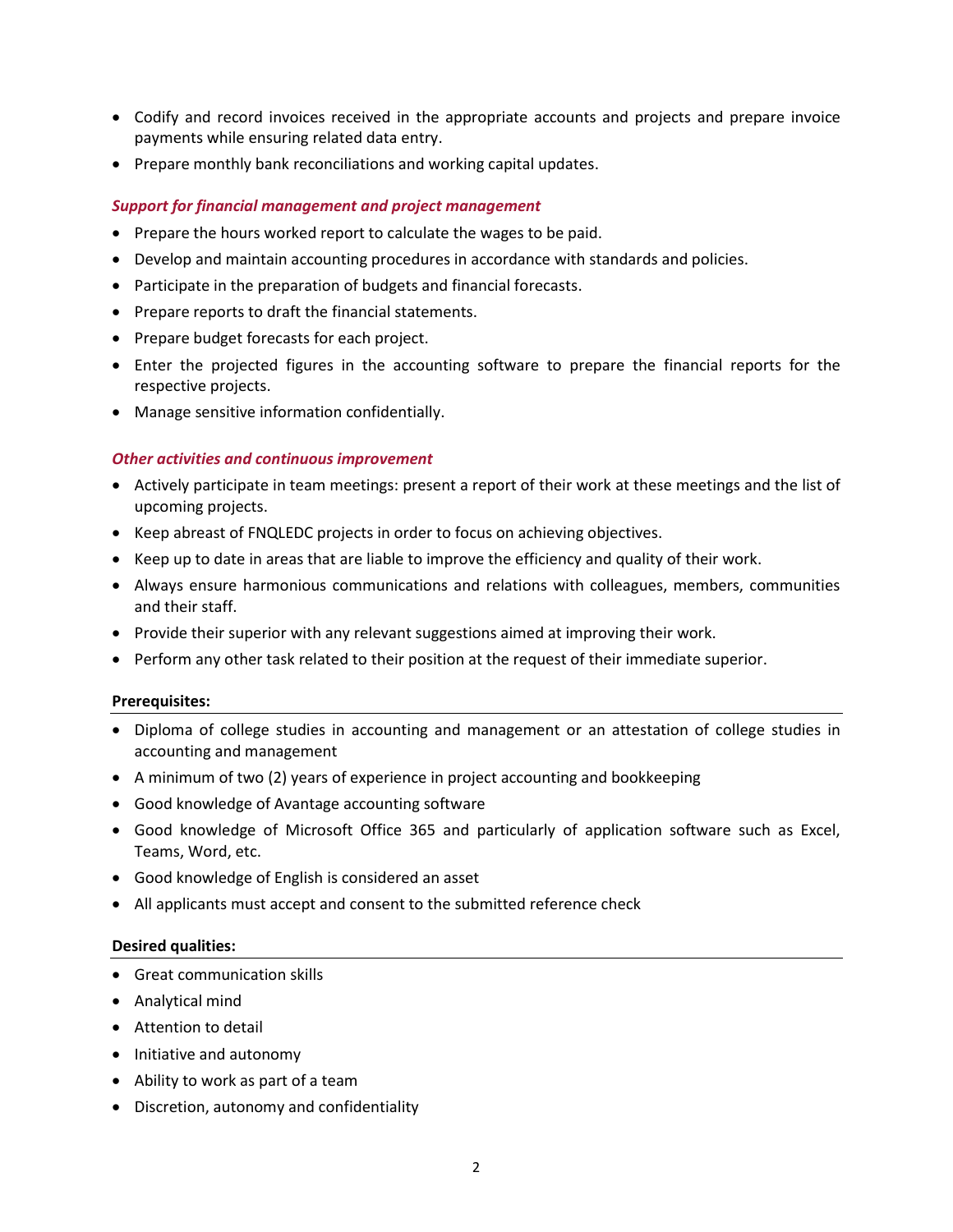- Codify and record invoices received in the appropriate accounts and projects and prepare invoice payments while ensuring related data entry.
- Prepare monthly bank reconciliations and working capital updates.

***Support for financial management and project management***

- Prepare the hours worked report to calculate the wages to be paid.
- Develop and maintain accounting procedures in accordance with standards and policies.
- Participate in the preparation of budgets and financial forecasts.
- Prepare reports to draft the financial statements.
- Prepare budget forecasts for each project.
- Enter the projected figures in the accounting software to prepare the financial reports for the respective projects.
- Manage sensitive information confidentially.

***Other activities and continuous improvement***

- Actively participate in team meetings: present a report of their work at these meetings and the list of upcoming projects.
- Keep abreast of FNQLEDC projects in order to focus on achieving objectives.
- Keep up to date in areas that are liable to improve the efficiency and quality of their work.
- Always ensure harmonious communications and relations with colleagues, members, communities and their staff.
- Provide their superior with any relevant suggestions aimed at improving their work.
- Perform any other task related to their position at the request of their immediate superior.

**Prerequisites:**

- Diploma of college studies in accounting and management or an attestation of college studies in accounting and management
- A minimum of two (2) years of experience in project accounting and bookkeeping
- Good knowledge of Avantage accounting software
- Good knowledge of Microsoft Office 365 and particularly of application software such as Excel, Teams, Word, etc.
- Good knowledge of English is considered an asset
- All applicants must accept and consent to the submitted reference check

**Desired qualities:**

- Great communication skills
- Analytical mind
- Attention to detail
- Initiative and autonomy
- Ability to work as part of a team
- Discretion, autonomy and confidentiality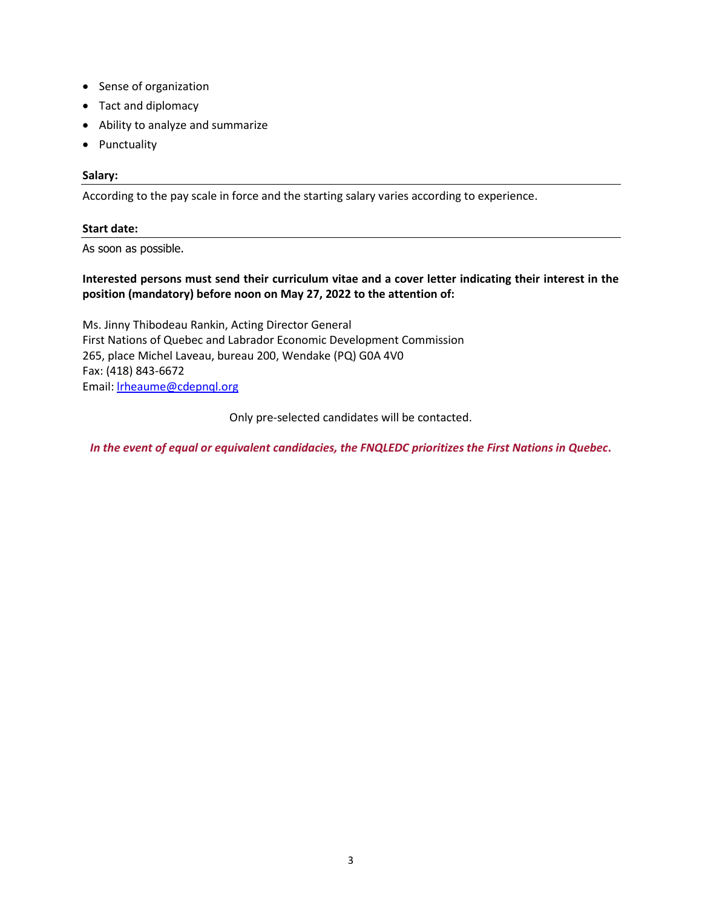- Sense of organization
- Tact and diplomacy
- Ability to analyze and summarize
- Punctuality

**Salary:**

According to the pay scale in force and the starting salary varies according to experience.

**Start date:**

As soon as possible.

**Interested persons must send their curriculum vitae and a cover letter indicating their interest in the position (mandatory) before noon on May 27, 2022 to the attention of:**

Ms. Jinny Thibodeau Rankin, Acting Director General
First Nations of Quebec and Labrador Economic Development Commission
265, place Michel Laveau, bureau 200, Wendake (PQ) G0A 4V0
Fax: (418) 843-6672
Email: lrheaume@cdepnql.org

Only pre-selected candidates will be contacted.

***In the event of equal or equivalent candidacies, the FNQLEDC prioritizes the First Nations in Quebec.***